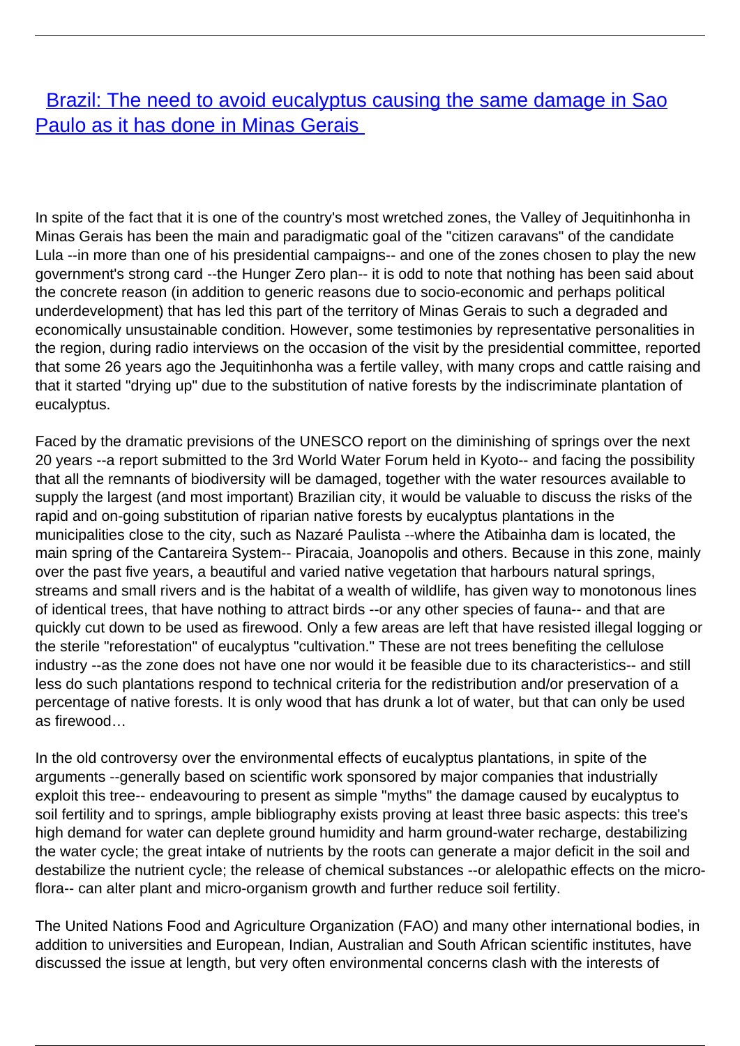# [Brazil: The need to avoid eucalyptus causing the same damage in Sao Paulo as it has done in Minas Gerais](#)

In spite of the fact that it is one of the country's most wretched zones, the Valley of Jequitinhonha in Minas Gerais has been the main and paradigmatic goal of the "citizen caravans" of the candidate Lula --in more than one of his presidential campaigns-- and one of the zones chosen to play the new government's strong card --the Hunger Zero plan-- it is odd to note that nothing has been said about the concrete reason (in addition to generic reasons due to socio-economic and perhaps political underdevelopment) that has led this part of the territory of Minas Gerais to such a degraded and economically unsustainable condition. However, some testimonies by representative personalities in the region, during radio interviews on the occasion of the visit by the presidential committee, reported that some 26 years ago the Jequitinhonha was a fertile valley, with many crops and cattle raising and that it started "drying up" due to the substitution of native forests by the indiscriminate plantation of eucalyptus.

Faced by the dramatic previsions of the UNESCO report on the diminishing of springs over the next 20 years --a report submitted to the 3rd World Water Forum held in Kyoto-- and facing the possibility that all the remnants of biodiversity will be damaged, together with the water resources available to supply the largest (and most important) Brazilian city, it would be valuable to discuss the risks of the rapid and on-going substitution of riparian native forests by eucalyptus plantations in the municipalities close to the city, such as Nazaré Paulista --where the Atibainha dam is located, the main spring of the Cantareira System-- Piracaia, Joanopolis and others. Because in this zone, mainly over the past five years, a beautiful and varied native vegetation that harbours natural springs, streams and small rivers and is the habitat of a wealth of wildlife, has given way to monotonous lines of identical trees, that have nothing to attract birds --or any other species of fauna-- and that are quickly cut down to be used as firewood. Only a few areas are left that have resisted illegal logging or the sterile "reforestation" of eucalyptus "cultivation." These are not trees benefiting the cellulose industry --as the zone does not have one nor would it be feasible due to its characteristics-- and still less do such plantations respond to technical criteria for the redistribution and/or preservation of a percentage of native forests. It is only wood that has drunk a lot of water, but that can only be used as firewood…

In the old controversy over the environmental effects of eucalyptus plantations, in spite of the arguments --generally based on scientific work sponsored by major companies that industrially exploit this tree-- endeavouring to present as simple "myths" the damage caused by eucalyptus to soil fertility and to springs, ample bibliography exists proving at least three basic aspects: this tree's high demand for water can deplete ground humidity and harm ground-water recharge, destabilizing the water cycle; the great intake of nutrients by the roots can generate a major deficit in the soil and destabilize the nutrient cycle; the release of chemical substances --or alelopathic effects on the micro-flora-- can alter plant and micro-organism growth and further reduce soil fertility.

The United Nations Food and Agriculture Organization (FAO) and many other international bodies, in addition to universities and European, Indian, Australian and South African scientific institutes, have discussed the issue at length, but very often environmental concerns clash with the interests of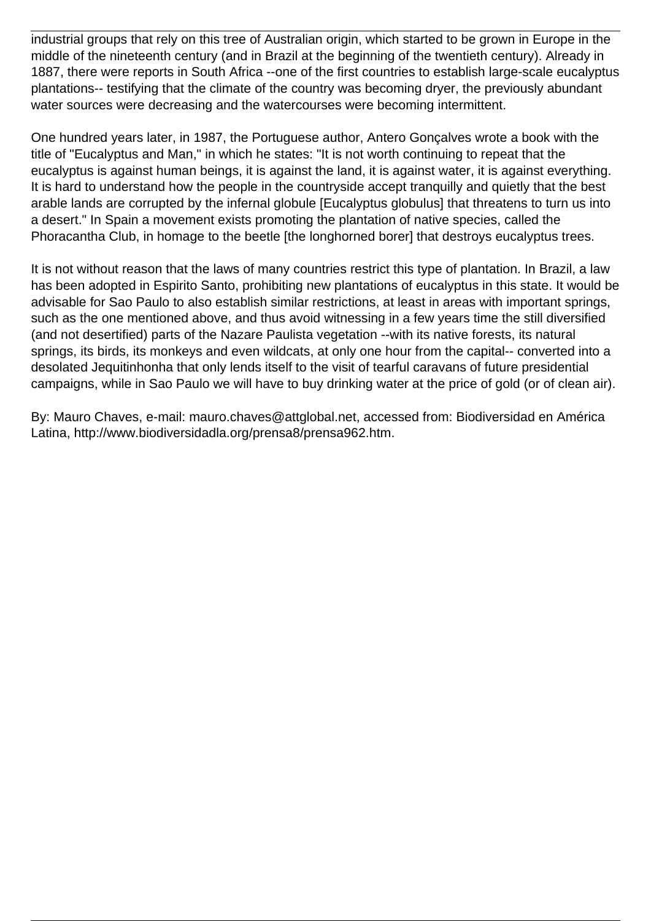industrial groups that rely on this tree of Australian origin, which started to be grown in Europe in the middle of the nineteenth century (and in Brazil at the beginning of the twentieth century). Already in 1887, there were reports in South Africa --one of the first countries to establish large-scale eucalyptus plantations-- testifying that the climate of the country was becoming dryer, the previously abundant water sources were decreasing and the watercourses were becoming intermittent.

One hundred years later, in 1987, the Portuguese author, Antero Gonçalves wrote a book with the title of "Eucalyptus and Man," in which he states: "It is not worth continuing to repeat that the eucalyptus is against human beings, it is against the land, it is against water, it is against everything. It is hard to understand how the people in the countryside accept tranquilly and quietly that the best arable lands are corrupted by the infernal globule [Eucalyptus globulus] that threatens to turn us into a desert." In Spain a movement exists promoting the plantation of native species, called the Phoracantha Club, in homage to the beetle [the longhorned borer] that destroys eucalyptus trees.

It is not without reason that the laws of many countries restrict this type of plantation. In Brazil, a law has been adopted in Espirito Santo, prohibiting new plantations of eucalyptus in this state. It would be advisable for Sao Paulo to also establish similar restrictions, at least in areas with important springs, such as the one mentioned above, and thus avoid witnessing in a few years time the still diversified (and not desertified) parts of the Nazare Paulista vegetation --with its native forests, its natural springs, its birds, its monkeys and even wildcats, at only one hour from the capital-- converted into a desolated Jequitinhonha that only lends itself to the visit of tearful caravans of future presidential campaigns, while in Sao Paulo we will have to buy drinking water at the price of gold (or of clean air).

By: Mauro Chaves, e-mail: mauro.chaves@attglobal.net, accessed from: Biodiversidad en América Latina, http://www.biodiversidadla.org/prensa8/prensa962.htm.